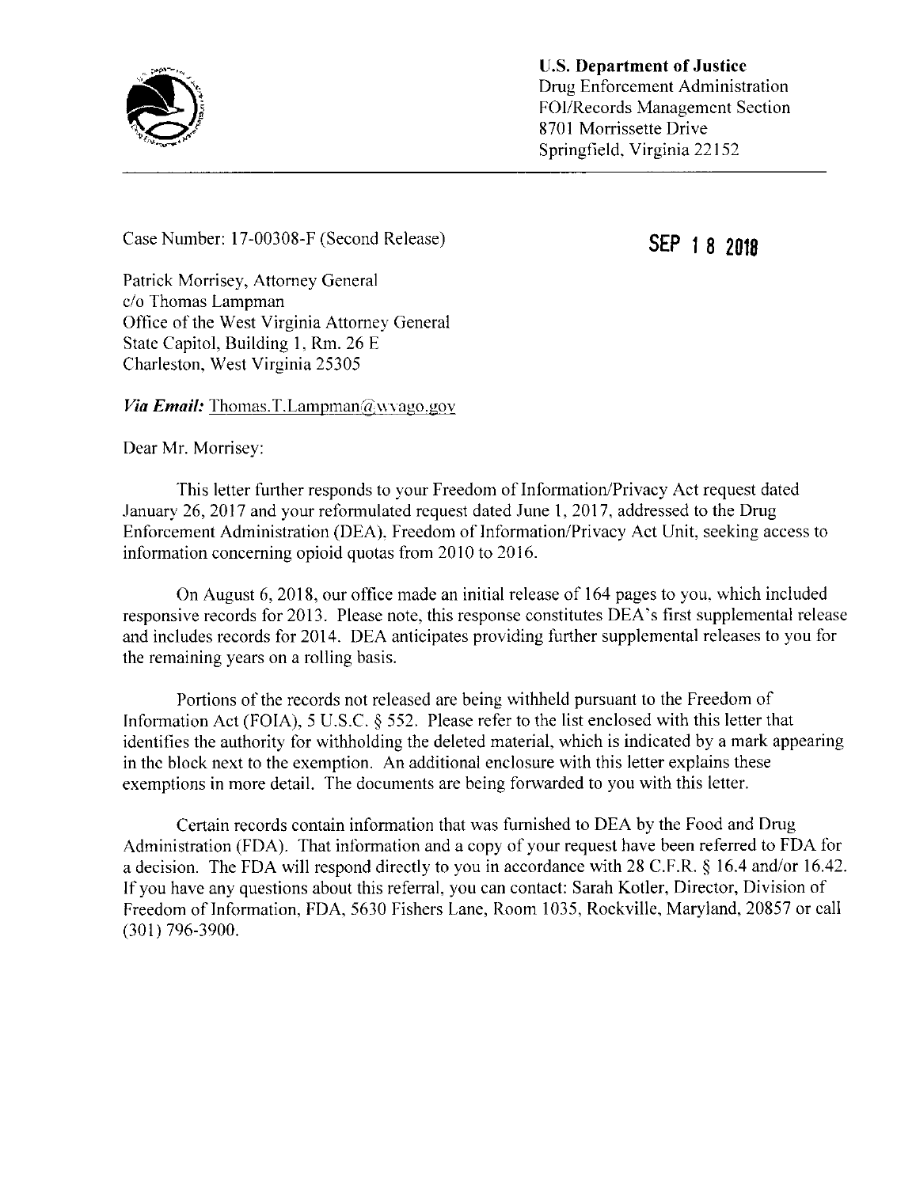**U.S. Department of Justice**
Drug Enforcement Administration
FOI/Records Management Section
8701 Morrissette Drive
Springfield, Virginia 22152

Case Number: 17-00308-F (Second Release)

**SEP 18 2018**

Patrick Morrisey, Attorney General
c/o Thomas Lampman
Office of the West Virginia Attorney General
State Capitol, Building 1, Rm. 26 E
Charleston, West Virginia 25305

***Via Email:*** Thomas.T.Lampman@wvago.gov

Dear Mr. Morrisey:

This letter further responds to your Freedom of Information/Privacy Act request dated January 26, 2017 and your reformulated request dated June 1, 2017, addressed to the Drug Enforcement Administration (DEA), Freedom of Information/Privacy Act Unit, seeking access to information concerning opioid quotas from 2010 to 2016.

On August 6, 2018, our office made an initial release of 164 pages to you, which included responsive records for 2013. Please note, this response constitutes DEA's first supplemental release and includes records for 2014. DEA anticipates providing further supplemental releases to you for the remaining years on a rolling basis.

Portions of the records not released are being withheld pursuant to the Freedom of Information Act (FOIA), 5 U.S.C. § 552. Please refer to the list enclosed with this letter that identifies the authority for withholding the deleted material, which is indicated by a mark appearing in the block next to the exemption. An additional enclosure with this letter explains these exemptions in more detail. The documents are being forwarded to you with this letter.

Certain records contain information that was furnished to DEA by the Food and Drug Administration (FDA). That information and a copy of your request have been referred to FDA for a decision. The FDA will respond directly to you in accordance with 28 C.F.R. § 16.4 and/or 16.42. If you have any questions about this referral, you can contact: Sarah Kotler, Director, Division of Freedom of Information, FDA, 5630 Fishers Lane, Room 1035, Rockville, Maryland, 20857 or call (301) 796-3900.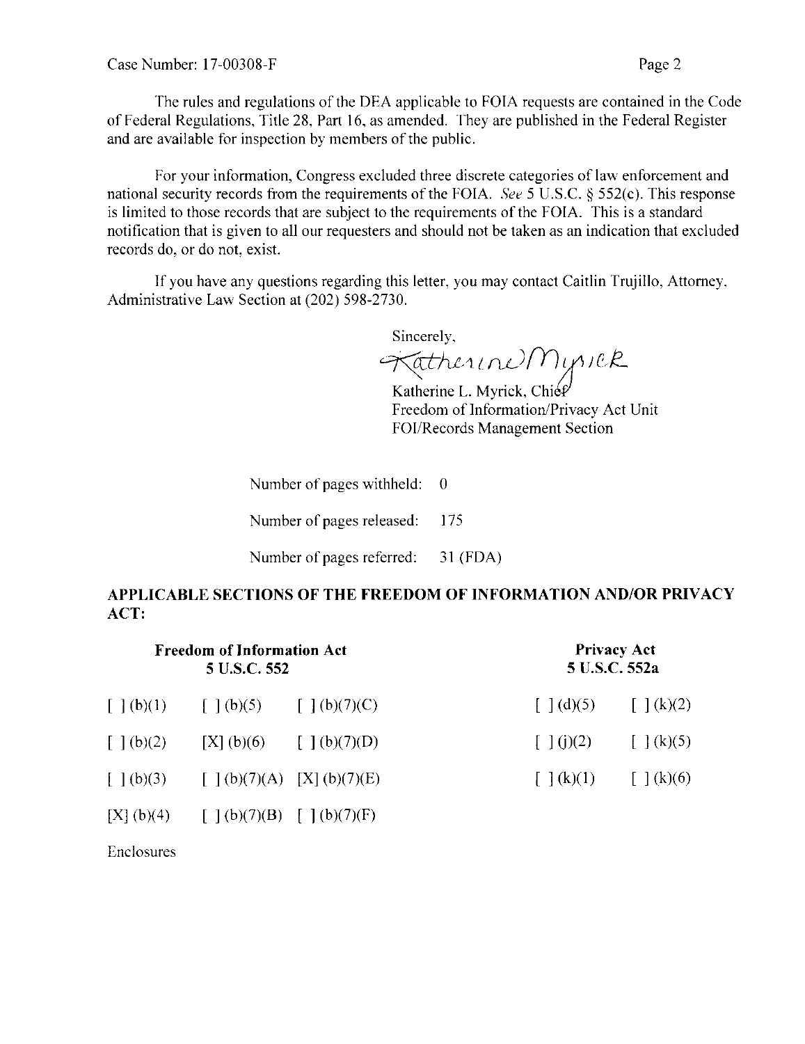The rules and regulations of the DEA applicable to FOIA requests are contained in the Code of Federal Regulations, Title 28, Part 16, as amended. They are published in the Federal Register and are available for inspection by members of the public.

For your information, Congress excluded three discrete categories of law enforcement and national security records from the requirements of the FOIA. *See* 5 U.S.C. § 552(c). This response is limited to those records that are subject to the requirements of the FOIA. This is a standard notification that is given to all our requesters and should not be taken as an indication that excluded records do, or do not, exist.

If you have any questions regarding this letter, you may contact Caitlin Trujillo, Attorney, Administrative Law Section at (202) 598-2730.

Sincerely,

Katherine Myrick

Katherine L. Myrick, Chief
Freedom of Information/Privacy Act Unit
FOI/Records Management Section

Number of pages withheld: 0

Number of pages released: 175

Number of pages referred: 31 (FDA)

**APPLICABLE SECTIONS OF THE FREEDOM OF INFORMATION AND/OR PRIVACY ACT:**

| Freedom of Information Act 5 U.S.C. 552 | | | Privacy Act 5 U.S.C. 552a | |
|---|---|---|---|---|
| [ ] (b)(1) | [ ] (b)(5) | [ ] (b)(7)(C) | [ ] (d)(5) | [ ] (k)(2) |
| [ ] (b)(2) | [X] (b)(6) | [ ] (b)(7)(D) | [ ] (j)(2) | [ ] (k)(5) |
| [ ] (b)(3) | [ ] (b)(7)(A) | [X] (b)(7)(E) | [ ] (k)(1) | [ ] (k)(6) |
| [X] (b)(4) | [ ] (b)(7)(B) | [ ] (b)(7)(F) | | |

Enclosures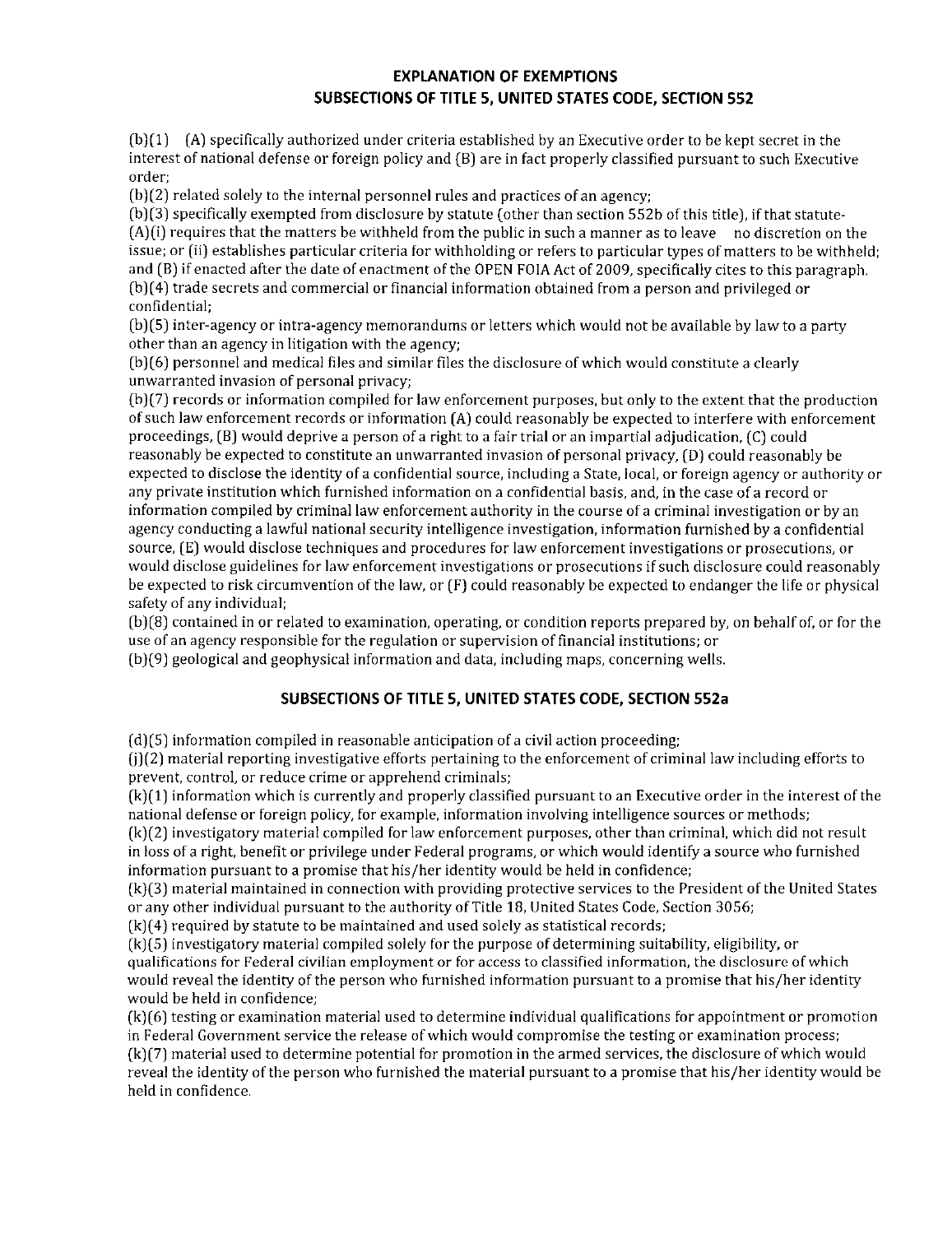## EXPLANATION OF EXEMPTIONS
## SUBSECTIONS OF TITLE 5, UNITED STATES CODE, SECTION 552

(b)(1) (A) specifically authorized under criteria established by an Executive order to be kept secret in the interest of national defense or foreign policy and (B) are in fact properly classified pursuant to such Executive order;

(b)(2) related solely to the internal personnel rules and practices of an agency;

(b)(3) specifically exempted from disclosure by statute (other than section 552b of this title), if that statute- (A)(i) requires that the matters be withheld from the public in such a manner as to leave no discretion on the issue; or (ii) establishes particular criteria for withholding or refers to particular types of matters to be withheld; and (B) if enacted after the date of enactment of the OPEN FOIA Act of 2009, specifically cites to this paragraph.

(b)(4) trade secrets and commercial or financial information obtained from a person and privileged or confidential;

(b)(5) inter-agency or intra-agency memorandums or letters which would not be available by law to a party other than an agency in litigation with the agency;

(b)(6) personnel and medical files and similar files the disclosure of which would constitute a clearly unwarranted invasion of personal privacy;

(b)(7) records or information compiled for law enforcement purposes, but only to the extent that the production of such law enforcement records or information (A) could reasonably be expected to interfere with enforcement proceedings, (B) would deprive a person of a right to a fair trial or an impartial adjudication, (C) could reasonably be expected to constitute an unwarranted invasion of personal privacy, (D) could reasonably be expected to disclose the identity of a confidential source, including a State, local, or foreign agency or authority or any private institution which furnished information on a confidential basis, and, in the case of a record or information compiled by criminal law enforcement authority in the course of a criminal investigation or by an agency conducting a lawful national security intelligence investigation, information furnished by a confidential source, (E) would disclose techniques and procedures for law enforcement investigations or prosecutions, or would disclose guidelines for law enforcement investigations or prosecutions if such disclosure could reasonably be expected to risk circumvention of the law, or (F) could reasonably be expected to endanger the life or physical safety of any individual;

(b)(8) contained in or related to examination, operating, or condition reports prepared by, on behalf of, or for the use of an agency responsible for the regulation or supervision of financial institutions; or

(b)(9) geological and geophysical information and data, including maps, concerning wells.

## SUBSECTIONS OF TITLE 5, UNITED STATES CODE, SECTION 552a

(d)(5) information compiled in reasonable anticipation of a civil action proceeding;

(j)(2) material reporting investigative efforts pertaining to the enforcement of criminal law including efforts to prevent, control, or reduce crime or apprehend criminals;

(k)(1) information which is currently and properly classified pursuant to an Executive order in the interest of the national defense or foreign policy, for example, information involving intelligence sources or methods;

(k)(2) investigatory material compiled for law enforcement purposes, other than criminal, which did not result in loss of a right, benefit or privilege under Federal programs, or which would identify a source who furnished information pursuant to a promise that his/her identity would be held in confidence;

(k)(3) material maintained in connection with providing protective services to the President of the United States or any other individual pursuant to the authority of Title 18, United States Code, Section 3056;

(k)(4) required by statute to be maintained and used solely as statistical records;

(k)(5) investigatory material compiled solely for the purpose of determining suitability, eligibility, or qualifications for Federal civilian employment or for access to classified information, the disclosure of which would reveal the identity of the person who furnished information pursuant to a promise that his/her identity would be held in confidence;

(k)(6) testing or examination material used to determine individual qualifications for appointment or promotion in Federal Government service the release of which would compromise the testing or examination process;

(k)(7) material used to determine potential for promotion in the armed services, the disclosure of which would reveal the identity of the person who furnished the material pursuant to a promise that his/her identity would be held in confidence.